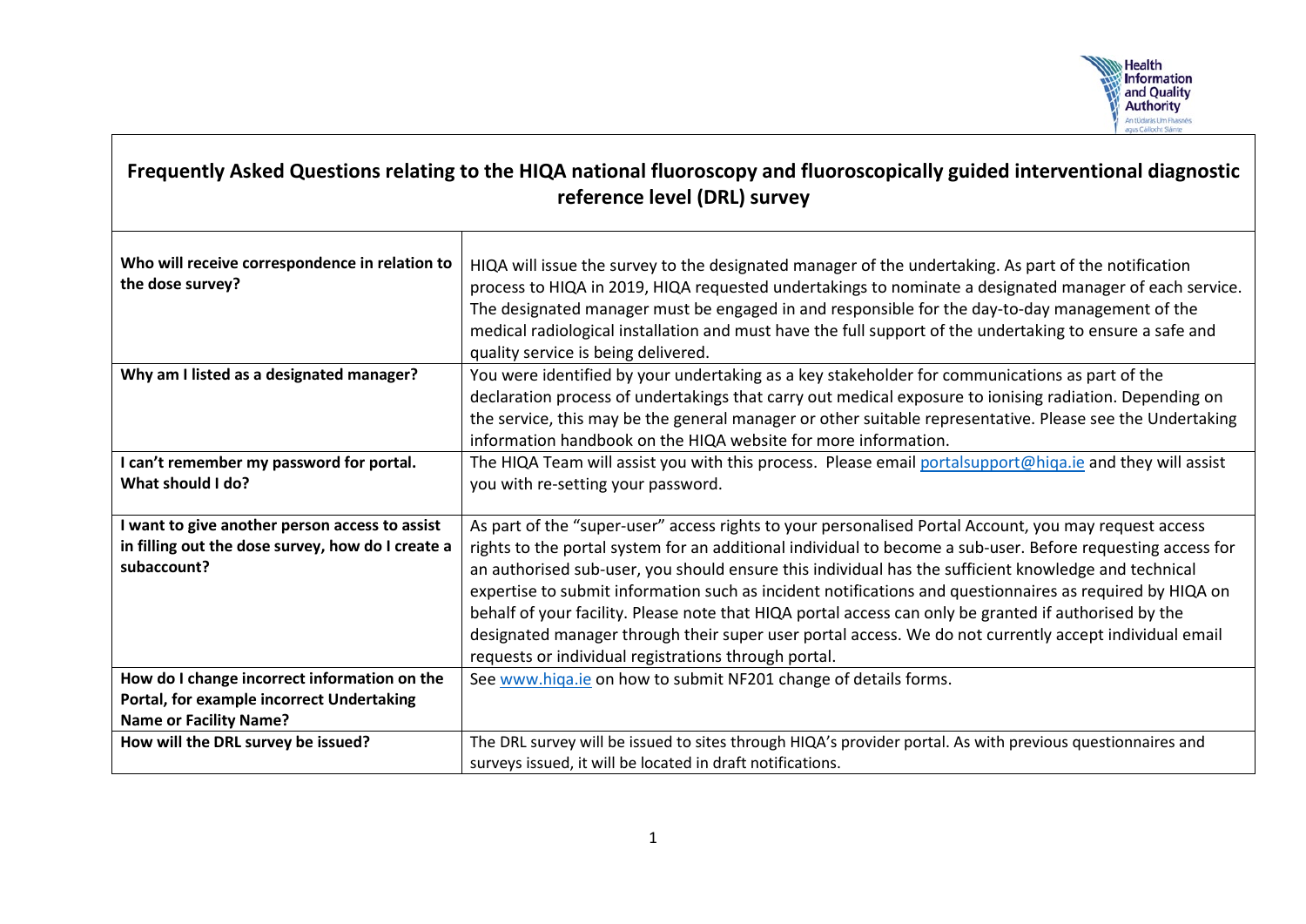# Frequently Asked Questions relating to the HIQA national fluoroscopy and fluoroscopically guided interventional diagnostic reference level (DRL) survey

| | |
|---|---|
| **Who will receive correspondence in relation to the dose survey?** | HIQA will issue the survey to the designated manager of the undertaking. As part of the notification process to HIQA in 2019, HIQA requested undertakings to nominate a designated manager of each service. The designated manager must be engaged in and responsible for the day-to-day management of the medical radiological installation and must have the full support of the undertaking to ensure a safe and quality service is being delivered. |
| **Why am I listed as a designated manager?** | You were identified by your undertaking as a key stakeholder for communications as part of the declaration process of undertakings that carry out medical exposure to ionising radiation. Depending on the service, this may be the general manager or other suitable representative. Please see the Undertaking information handbook on the HIQA website for more information. |
| **I can't remember my password for portal. What should I do?** | The HIQA Team will assist you with this process. Please email portalsupport@hiqa.ie and they will assist you with re-setting your password. |
| **I want to give another person access to assist in filling out the dose survey, how do I create a subaccount?** | As part of the "super-user" access rights to your personalised Portal Account, you may request access rights to the portal system for an additional individual to become a sub-user. Before requesting access for an authorised sub-user, you should ensure this individual has the sufficient knowledge and technical expertise to submit information such as incident notifications and questionnaires as required by HIQA on behalf of your facility. Please note that HIQA portal access can only be granted if authorised by the designated manager through their super user portal access. We do not currently accept individual email requests or individual registrations through portal. |
| **How do I change incorrect information on the Portal, for example incorrect Undertaking Name or Facility Name?** | See www.hiqa.ie on how to submit NF201 change of details forms. |
| **How will the DRL survey be issued?** | The DRL survey will be issued to sites through HIQA's provider portal. As with previous questionnaires and surveys issued, it will be located in draft notifications. |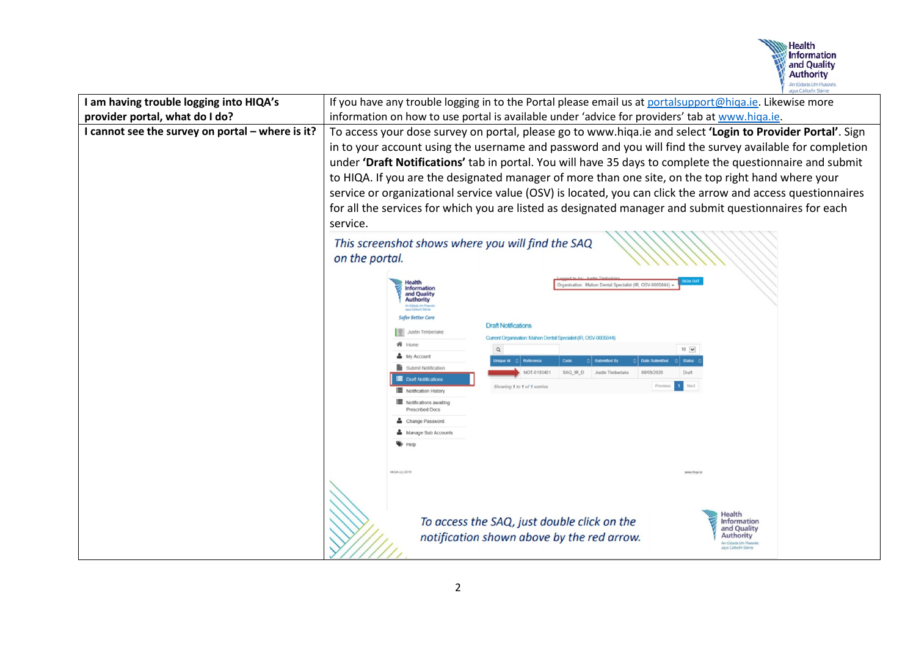| I am having trouble logging into HIQA's provider portal, what do I do? | If you have any trouble logging in to the Portal please email us at portalsupport@hiqa.ie. Likewise more information on how to use portal is available under 'advice for providers' tab at www.hiqa.ie. |
|---|---|
| **I cannot see the survey on portal – where is it?** | To access your dose survey on portal, please go to www.hiqa.ie and select **'Login to Provider Portal'**. Sign in to your account using the username and password and you will find the survey available for completion under **'Draft Notifications'** tab in portal. You will have 35 days to complete the questionnaire and submit to HIQA. If you are the designated manager of more than one site, on the top right hand where your service or organizational service value (OSV) is located, you can click the arrow and access questionnaires for all the services for which you are listed as designated manager and submit questionnaires for each service. *This screenshot shows where you will find the SAQ on the portal.* *To access the SAQ, just double click on the notification shown above by the red arrow.* |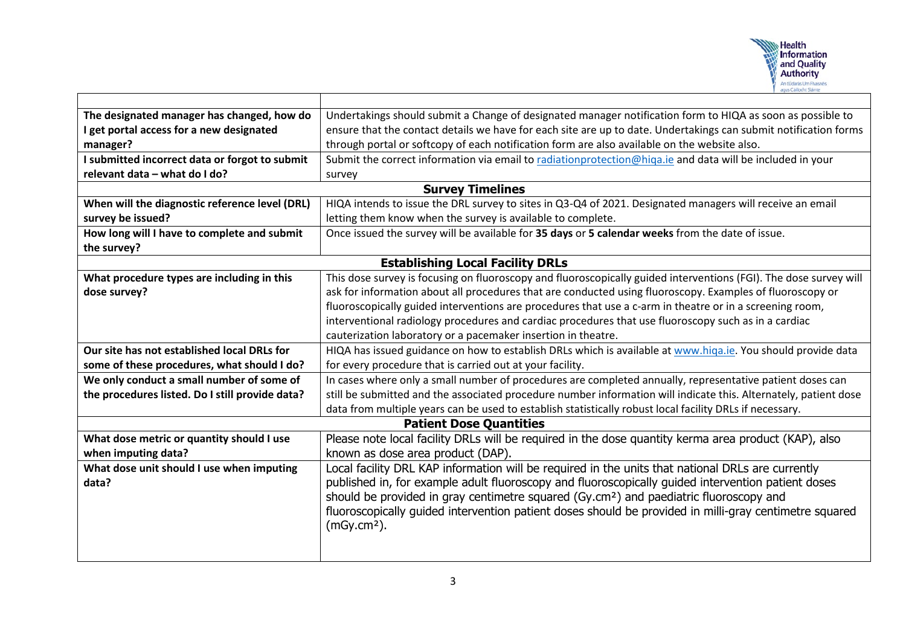| | |
|---|---|
| **The designated manager has changed, how do I get portal access for a new designated manager?** | Undertakings should submit a Change of designated manager notification form to HIQA as soon as possible to ensure that the contact details we have for each site are up to date. Undertakings can submit notification forms through portal or softcopy of each notification form are also available on the website also. |
| **I submitted incorrect data or forgot to submit relevant data – what do I do?** | Submit the correct information via email to radiationprotection@hiqa.ie and data will be included in your survey |
| **Survey Timelines** | |
| **When will the diagnostic reference level (DRL) survey be issued?** | HIQA intends to issue the DRL survey to sites in Q3-Q4 of 2021. Designated managers will receive an email letting them know when the survey is available to complete. |
| **How long will I have to complete and submit the survey?** | Once issued the survey will be available for **35 days** or **5 calendar weeks** from the date of issue. |
| **Establishing Local Facility DRLs** | |
| **What procedure types are including in this dose survey?** | This dose survey is focusing on fluoroscopy and fluoroscopically guided interventions (FGI). The dose survey will ask for information about all procedures that are conducted using fluoroscopy. Examples of fluoroscopy or fluoroscopically guided interventions are procedures that use a c-arm in theatre or in a screening room, interventional radiology procedures and cardiac procedures that use fluoroscopy such as in a cardiac cauterization laboratory or a pacemaker insertion in theatre. |
| **Our site has not established local DRLs for some of these procedures, what should I do?** | HIQA has issued guidance on how to establish DRLs which is available at www.hiqa.ie. You should provide data for every procedure that is carried out at your facility. |
| **We only conduct a small number of some of the procedures listed. Do I still provide data?** | In cases where only a small number of procedures are completed annually, representative patient doses can still be submitted and the associated procedure number information will indicate this. Alternately, patient dose data from multiple years can be used to establish statistically robust local facility DRLs if necessary. |
| **Patient Dose Quantities** | |
| **What dose metric or quantity should I use when imputing data?** | Please note local facility DRLs will be required in the dose quantity kerma area product (KAP), also known as dose area product (DAP). |
| **What dose unit should I use when imputing data?** | Local facility DRL KAP information will be required in the units that national DRLs are currently published in, for example adult fluoroscopy and fluoroscopically guided intervention patient doses should be provided in gray centimetre squared ($Gy.cm^2$) and paediatric fluoroscopy and fluoroscopically guided intervention patient doses should be provided in milli-gray centimetre squared ($mGy.cm^2$). |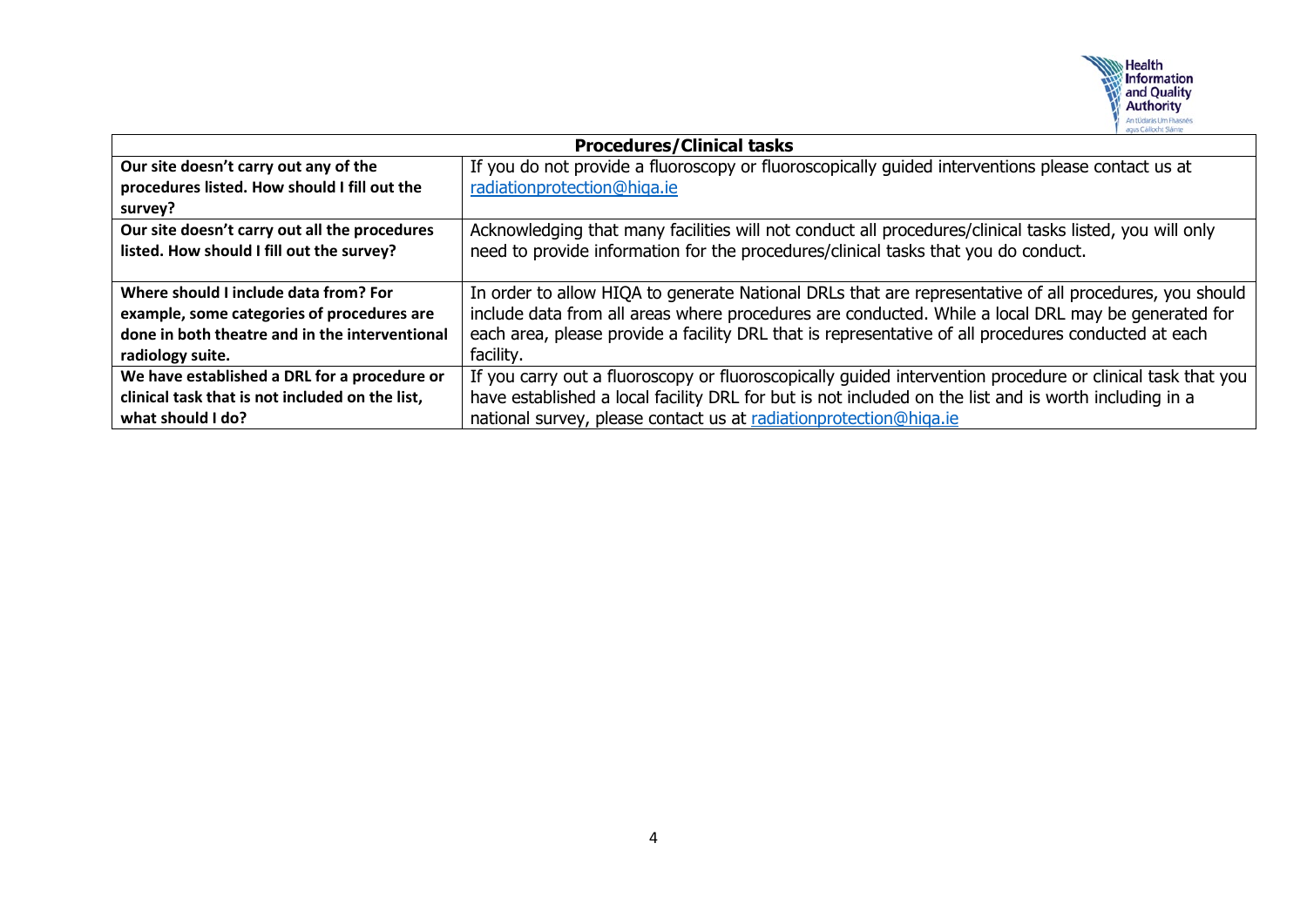| Procedures/Clinical tasks | |
|---|---|
| **Our site doesn't carry out any of the procedures listed. How should I fill out the survey?** | If you do not provide a fluoroscopy or fluoroscopically guided interventions please contact us at radiationprotection@hiqa.ie |
| **Our site doesn't carry out all the procedures listed. How should I fill out the survey?** | Acknowledging that many facilities will not conduct all procedures/clinical tasks listed, you will only need to provide information for the procedures/clinical tasks that you do conduct. |
| **Where should I include data from? For example, some categories of procedures are done in both theatre and in the interventional radiology suite.** | In order to allow HIQA to generate National DRLs that are representative of all procedures, you should include data from all areas where procedures are conducted. While a local DRL may be generated for each area, please provide a facility DRL that is representative of all procedures conducted at each facility. |
| **We have established a DRL for a procedure or clinical task that is not included on the list, what should I do?** | If you carry out a fluoroscopy or fluoroscopically guided intervention procedure or clinical task that you have established a local facility DRL for but is not included on the list and is worth including in a national survey, please contact us at radiationprotection@hiqa.ie |